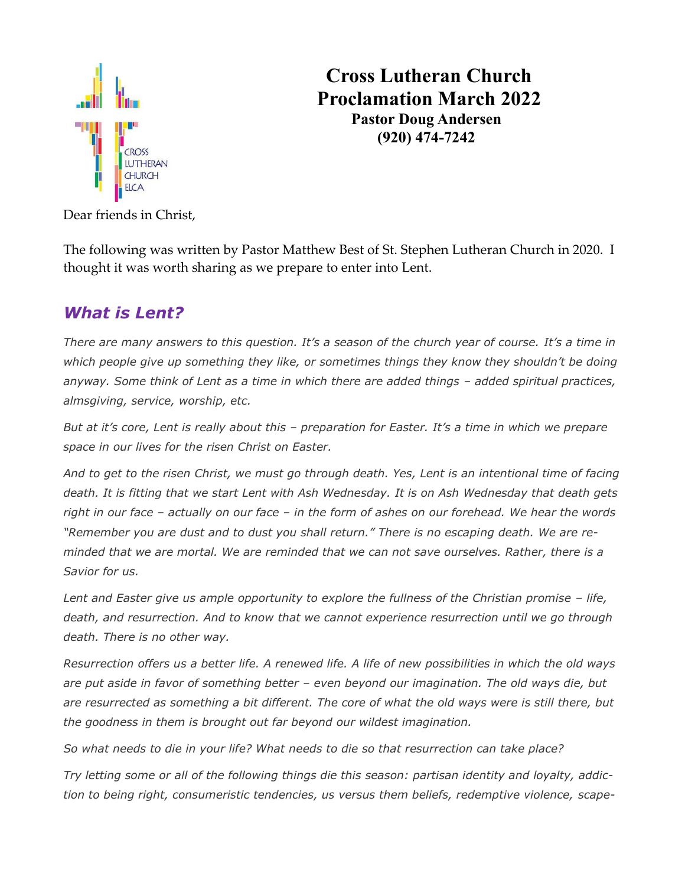# Cross Lutheran Church
# Proclamation March 2022
### Pastor Doug Andersen
### (920) 474-7242

Dear friends in Christ,

The following was written by Pastor Matthew Best of St. Stephen Lutheran Church in 2020. I thought it was worth sharing as we prepare to enter into Lent.

## *What is Lent?*

*There are many answers to this question. It's a season of the church year of course. It's a time in which people give up something they like, or sometimes things they know they shouldn't be doing anyway. Some think of Lent as a time in which there are added things – added spiritual practices, almsgiving, service, worship, etc.*

*But at it's core, Lent is really about this – preparation for Easter. It's a time in which we prepare space in our lives for the risen Christ on Easter.*

*And to get to the risen Christ, we must go through death. Yes, Lent is an intentional time of facing death. It is fitting that we start Lent with Ash Wednesday. It is on Ash Wednesday that death gets right in our face – actually on our face – in the form of ashes on our forehead. We hear the words "Remember you are dust and to dust you shall return." There is no escaping death. We are reminded that we are mortal. We are reminded that we can not save ourselves. Rather, there is a Savior for us.*

*Lent and Easter give us ample opportunity to explore the fullness of the Christian promise – life, death, and resurrection. And to know that we cannot experience resurrection until we go through death. There is no other way.*

*Resurrection offers us a better life. A renewed life. A life of new possibilities in which the old ways are put aside in favor of something better – even beyond our imagination. The old ways die, but are resurrected as something a bit different. The core of what the old ways were is still there, but the goodness in them is brought out far beyond our wildest imagination.*

*So what needs to die in your life? What needs to die so that resurrection can take place?*

*Try letting some or all of the following things die this season: partisan identity and loyalty, addiction to being right, consumeristic tendencies, us versus them beliefs, redemptive violence, scape-*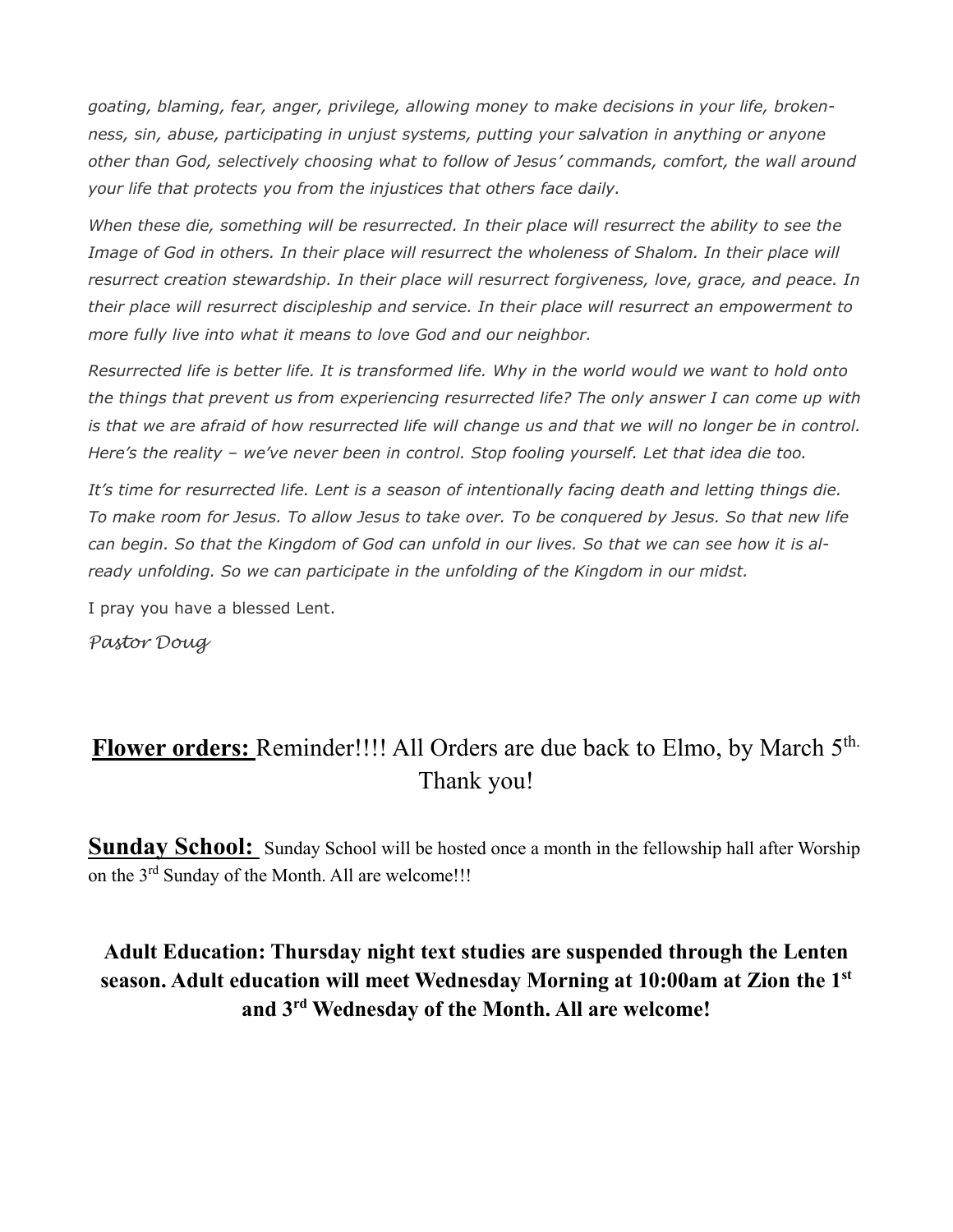*goating, blaming, fear, anger, privilege, allowing money to make decisions in your life, brokenness, sin, abuse, participating in unjust systems, putting your salvation in anything or anyone other than God, selectively choosing what to follow of Jesus' commands, comfort, the wall around your life that protects you from the injustices that others face daily.*

*When these die, something will be resurrected. In their place will resurrect the ability to see the Image of God in others. In their place will resurrect the wholeness of Shalom. In their place will resurrect creation stewardship. In their place will resurrect forgiveness, love, grace, and peace. In their place will resurrect discipleship and service. In their place will resurrect an empowerment to more fully live into what it means to love God and our neighbor.*

*Resurrected life is better life. It is transformed life. Why in the world would we want to hold onto the things that prevent us from experiencing resurrected life? The only answer I can come up with is that we are afraid of how resurrected life will change us and that we will no longer be in control. Here's the reality – we've never been in control. Stop fooling yourself. Let that idea die too.*

*It's time for resurrected life. Lent is a season of intentionally facing death and letting things die. To make room for Jesus. To allow Jesus to take over. To be conquered by Jesus. So that new life can begin. So that the Kingdom of God can unfold in our lives. So that we can see how it is already unfolding. So we can participate in the unfolding of the Kingdom in our midst.*

I pray you have a blessed Lent.

*Pastor Doug*

**Flower orders:** Reminder!!!! All Orders are due back to Elmo, by March 5th. Thank you!

**Sunday School:** Sunday School will be hosted once a month in the fellowship hall after Worship on the 3rd Sunday of the Month. All are welcome!!!

**Adult Education: Thursday night text studies are suspended through the Lenten season. Adult education will meet Wednesday Morning at 10:00am at Zion the 1st and 3rd Wednesday of the Month. All are welcome!**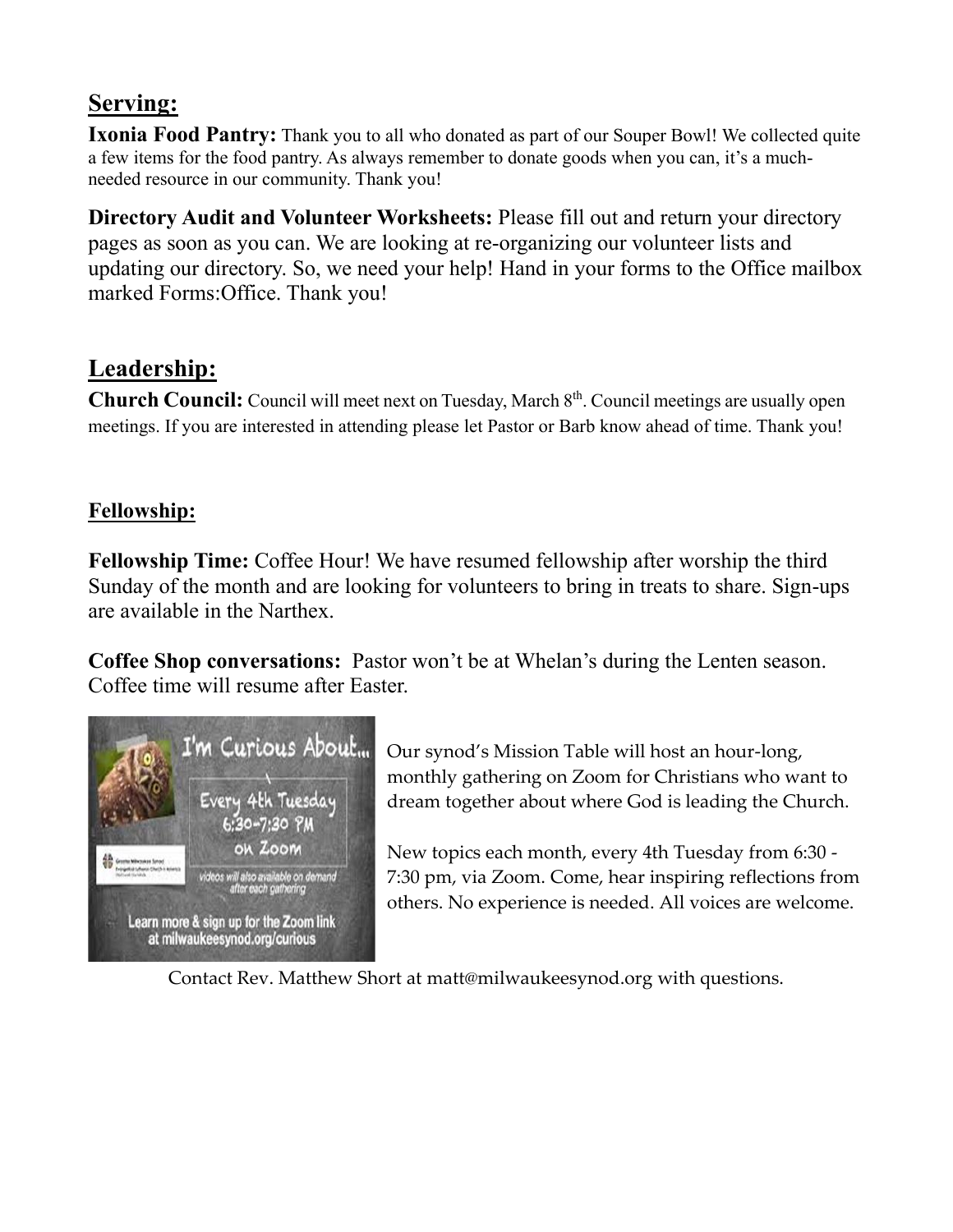## Serving:

**Ixonia Food Pantry:** Thank you to all who donated as part of our Souper Bowl! We collected quite a few items for the food pantry. As always remember to donate goods when you can, it's a much-needed resource in our community. Thank you!

**Directory Audit and Volunteer Worksheets:** Please fill out and return your directory pages as soon as you can. We are looking at re-organizing our volunteer lists and updating our directory. So, we need your help! Hand in your forms to the Office mailbox marked Forms:Office. Thank you!

## Leadership:

**Church Council:** Council will meet next on Tuesday, March 8th. Council meetings are usually open meetings. If you are interested in attending please let Pastor or Barb know ahead of time. Thank you!

### Fellowship:

**Fellowship Time:** Coffee Hour! We have resumed fellowship after worship the third Sunday of the month and are looking for volunteers to bring in treats to share. Sign-ups are available in the Narthex.

**Coffee Shop conversations:** Pastor won't be at Whelan's during the Lenten season. Coffee time will resume after Easter.

I'm Curious About... Every 4th Tuesday 6:30-7:30 PM on Zoom

videos will also available on demand after each gathering

Learn more & sign up for the Zoom link at milwaukeesynod.org/curious

Our synod's Mission Table will host an hour-long, monthly gathering on Zoom for Christians who want to dream together about where God is leading the Church.

New topics each month, every 4th Tuesday from 6:30 - 7:30 pm, via Zoom. Come, hear inspiring reflections from others. No experience is needed. All voices are welcome.

Contact Rev. Matthew Short at matt@milwaukeesynod.org with questions.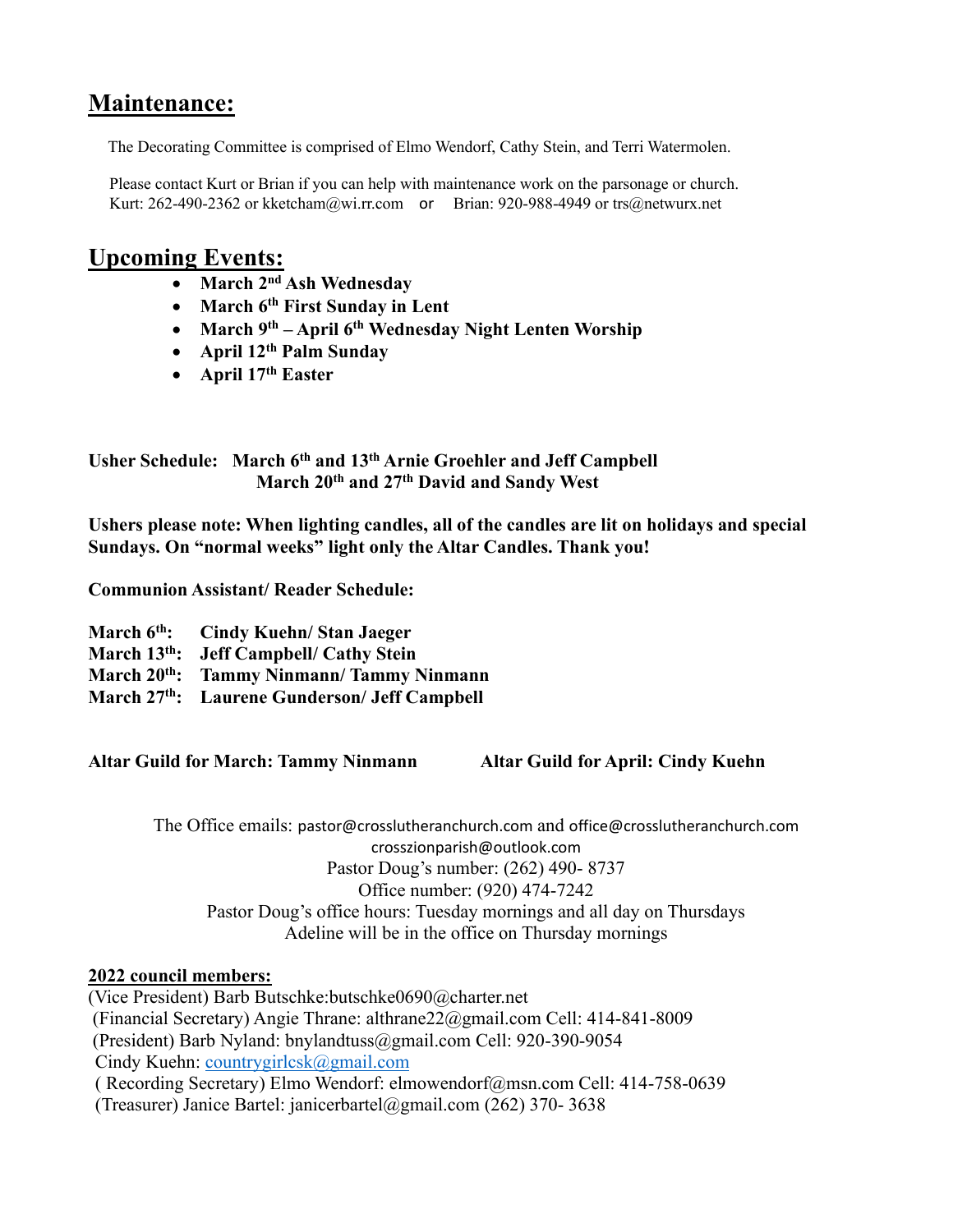## Maintenance:

The Decorating Committee is comprised of Elmo Wendorf, Cathy Stein, and Terri Watermolen.

Please contact Kurt or Brian if you can help with maintenance work on the parsonage or church.
Kurt: 262-490-2362 or kketcham@wi.rr.com or Brian: 920-988-4949 or trs@netwurx.net

## Upcoming Events:

- **March 2nd Ash Wednesday**
- **March 6th First Sunday in Lent**
- **March 9th – April 6th Wednesday Night Lenten Worship**
- **April 12th Palm Sunday**
- **April 17th Easter**

**Usher Schedule: March 6th and 13th Arnie Groehler and Jeff Campbell**
**March 20th and 27th David and Sandy West**

**Ushers please note: When lighting candles, all of the candles are lit on holidays and special Sundays. On "normal weeks" light only the Altar Candles. Thank you!**

**Communion Assistant/ Reader Schedule:**

**March 6th: Cindy Kuehn/ Stan Jaeger**
**March 13th: Jeff Campbell/ Cathy Stein**
**March 20th: Tammy Ninmann/ Tammy Ninmann**
**March 27th: Laurene Gunderson/ Jeff Campbell**

**Altar Guild for March: Tammy Ninmann** **Altar Guild for April: Cindy Kuehn**

The Office emails: pastor@crosslutheranchurch.com and office@crosslutheranchurch.com
crosszionparish@outlook.com
Pastor Doug's number: (262) 490- 8737
Office number: (920) 474-7242
Pastor Doug's office hours: Tuesday mornings and all day on Thursdays
Adeline will be in the office on Thursday mornings

**2022 council members:**

(Vice President) Barb Butschke:butschke0690@charter.net
(Financial Secretary) Angie Thrane: althrane22@gmail.com Cell: 414-841-8009
(President) Barb Nyland: bnylandtuss@gmail.com Cell: 920-390-9054
Cindy Kuehn: countrygirlcsk@gmail.com
( Recording Secretary) Elmo Wendorf: elmowendorf@msn.com Cell: 414-758-0639
(Treasurer) Janice Bartel: janicerbartel@gmail.com (262) 370- 3638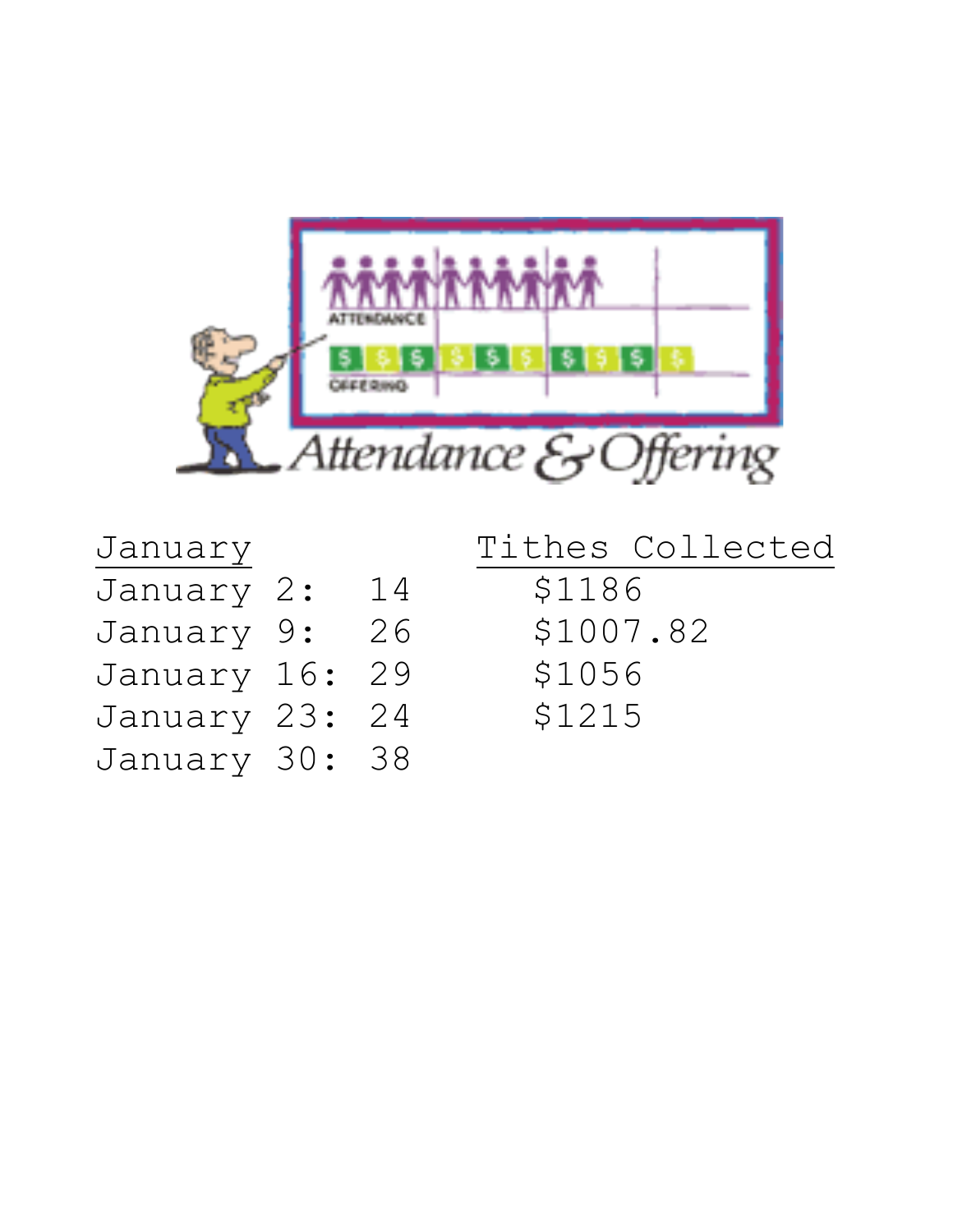Attendance & Offering

| January | | Tithes Collected |
|---|---|---|
| January 2: | 14 | $1186 |
| January 9: | 26 | $1007.82 |
| January 16: | 29 | $1056 |
| January 23: | 24 | $1215 |
| January 30: | 38 | |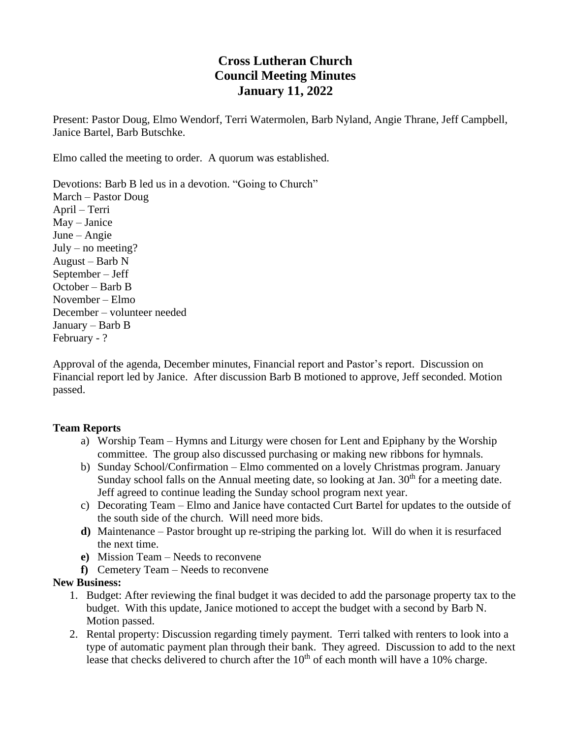# Cross Lutheran Church
# Council Meeting Minutes
# January 11, 2022

Present: Pastor Doug, Elmo Wendorf, Terri Watermolen, Barb Nyland, Angie Thrane, Jeff Campbell, Janice Bartel, Barb Butschke.

Elmo called the meeting to order. A quorum was established.

Devotions: Barb B led us in a devotion. "Going to Church"
March – Pastor Doug
April – Terri
May – Janice
June – Angie
July – no meeting?
August – Barb N
September – Jeff
October – Barb B
November – Elmo
December – volunteer needed
January – Barb B
February - ?

Approval of the agenda, December minutes, Financial report and Pastor's report. Discussion on Financial report led by Janice. After discussion Barb B motioned to approve, Jeff seconded. Motion passed.

**Team Reports**

a) Worship Team – Hymns and Liturgy were chosen for Lent and Epiphany by the Worship committee. The group also discussed purchasing or making new ribbons for hymnals.
b) Sunday School/Confirmation – Elmo commented on a lovely Christmas program. January Sunday school falls on the Annual meeting date, so looking at Jan. 30th for a meeting date. Jeff agreed to continue leading the Sunday school program next year.
c) Decorating Team – Elmo and Janice have contacted Curt Bartel for updates to the outside of the south side of the church. Will need more bids.
**d)** Maintenance – Pastor brought up re-striping the parking lot. Will do when it is resurfaced the next time.
**e)** Mission Team – Needs to reconvene
**f)** Cemetery Team – Needs to reconvene

**New Business:**

1. Budget: After reviewing the final budget it was decided to add the parsonage property tax to the budget. With this update, Janice motioned to accept the budget with a second by Barb N. Motion passed.
2. Rental property: Discussion regarding timely payment. Terri talked with renters to look into a type of automatic payment plan through their bank. They agreed. Discussion to add to the next lease that checks delivered to church after the 10th of each month will have a 10% charge.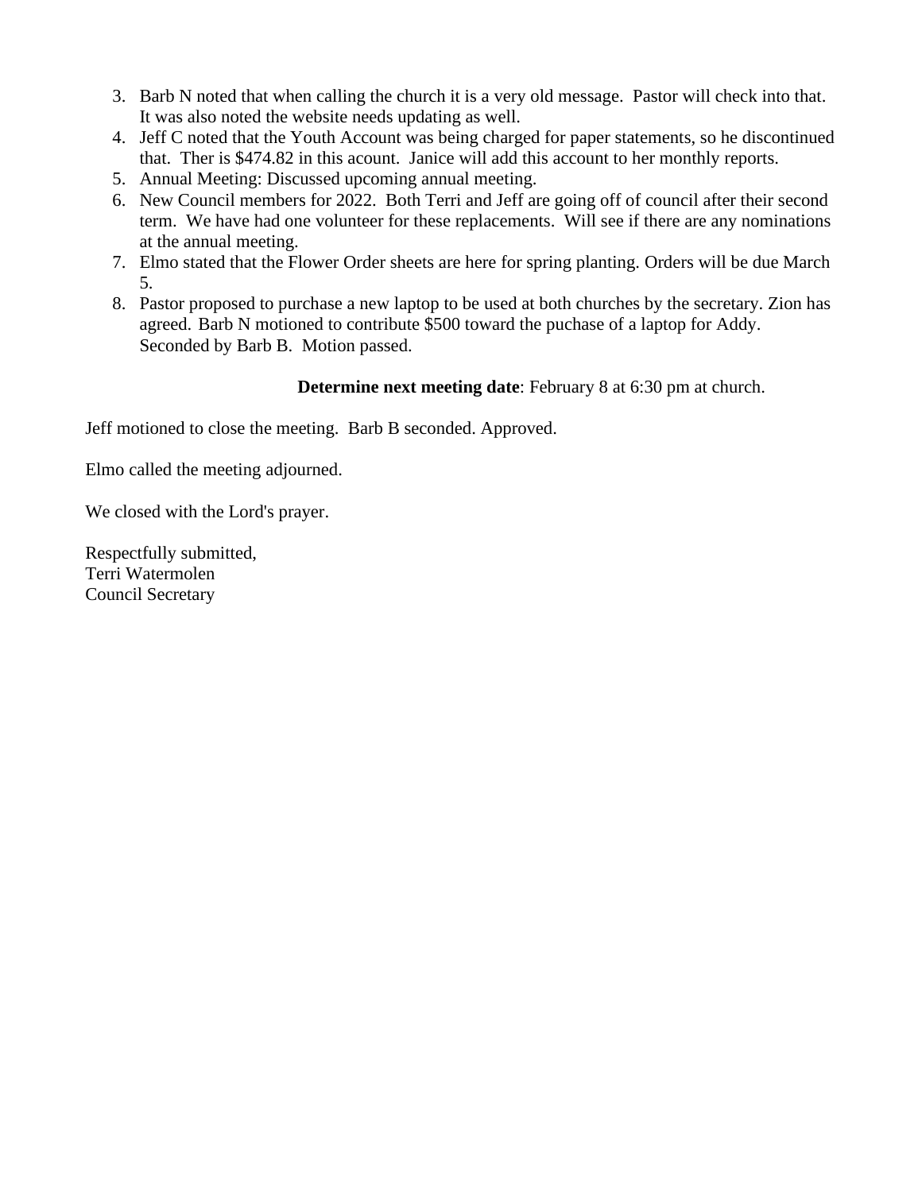3. Barb N noted that when calling the church it is a very old message. Pastor will check into that. It was also noted the website needs updating as well.
4. Jeff C noted that the Youth Account was being charged for paper statements, so he discontinued that. Ther is $474.82 in this acount. Janice will add this account to her monthly reports.
5. Annual Meeting: Discussed upcoming annual meeting.
6. New Council members for 2022. Both Terri and Jeff are going off of council after their second term. We have had one volunteer for these replacements. Will see if there are any nominations at the annual meeting.
7. Elmo stated that the Flower Order sheets are here for spring planting. Orders will be due March 5.
8. Pastor proposed to purchase a new laptop to be used at both churches by the secretary. Zion has agreed. Barb N motioned to contribute $500 toward the puchase of a laptop for Addy. Seconded by Barb B. Motion passed.

**Determine next meeting date**: February 8 at 6:30 pm at church.

Jeff motioned to close the meeting. Barb B seconded. Approved.

Elmo called the meeting adjourned.

We closed with the Lord's prayer.

Respectfully submitted,
Terri Watermolen
Council Secretary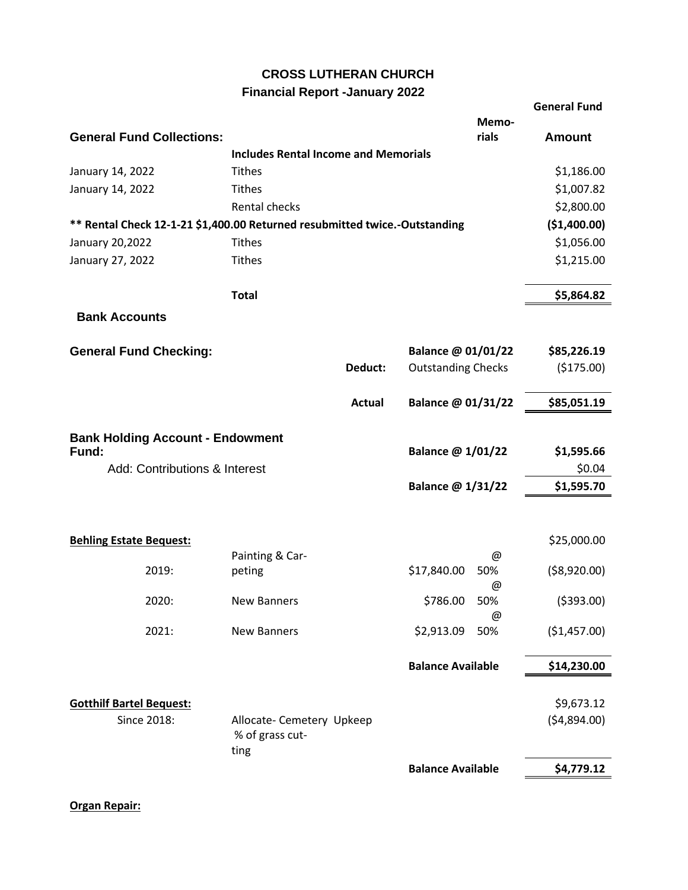# CROSS LUTHERAN CHURCH

## Financial Report -January 2022

| General Fund Collections: | | Memo-rials | General Fund Amount |
|---|---|---|---|
| | **Includes Rental Income and Memorials** | | |
| January 14, 2022 | Tithes | | $1,186.00 |
| January 14, 2022 | Tithes | | $1,007.82 |
| | Rental checks | | $2,800.00 |
| **** Rental Check 12-1-21 $1,400.00 Returned resubmitted twice.-Outstanding** | | | **($1,400.00)** |
| January 20,2022 | Tithes | | $1,056.00 |
| January 27, 2022 | Tithes | | $1,215.00 |
| | **Total** | | **$5,864.82** |

### Bank Accounts

| **General Fund Checking:** | | | |
|---|---|---|---|
| | | **Balance @ 01/01/22** | **$85,226.19** |
| | **Deduct:** | Outstanding Checks | ($175.00) |
| | **Actual** | **Balance @ 01/31/22** | **$85,051.19** |

| **Bank Holding Account - Endowment Fund:** | **Balance @ 1/01/22** | **$1,595.66** |
|---|---|---|
| Add: Contributions & Interest | | $0.04 |
| | **Balance @ 1/31/22** | **$1,595.70** |

| **Behling Estate Bequest:** | | | | $25,000.00 |
|---|---|---|---|---|
| 2019: | Painting & Carpeting | $17,840.00 | @ 50% | ($8,920.00) |
| 2020: | New Banners | $786.00 | @ 50% | ($393.00) |
| 2021: | New Banners | $2,913.09 | @ 50% | ($1,457.00) |
| | | **Balance Available** | | **$14,230.00** |

| **Gotthilf Bartel Bequest:** | | | $9,673.12 |
|---|---|---|---|
| Since 2018: | Allocate- Cemetery Upkeep % of grass cutting | | ($4,894.00) |
| | | **Balance Available** | **$4,779.12** |

**Organ Repair:**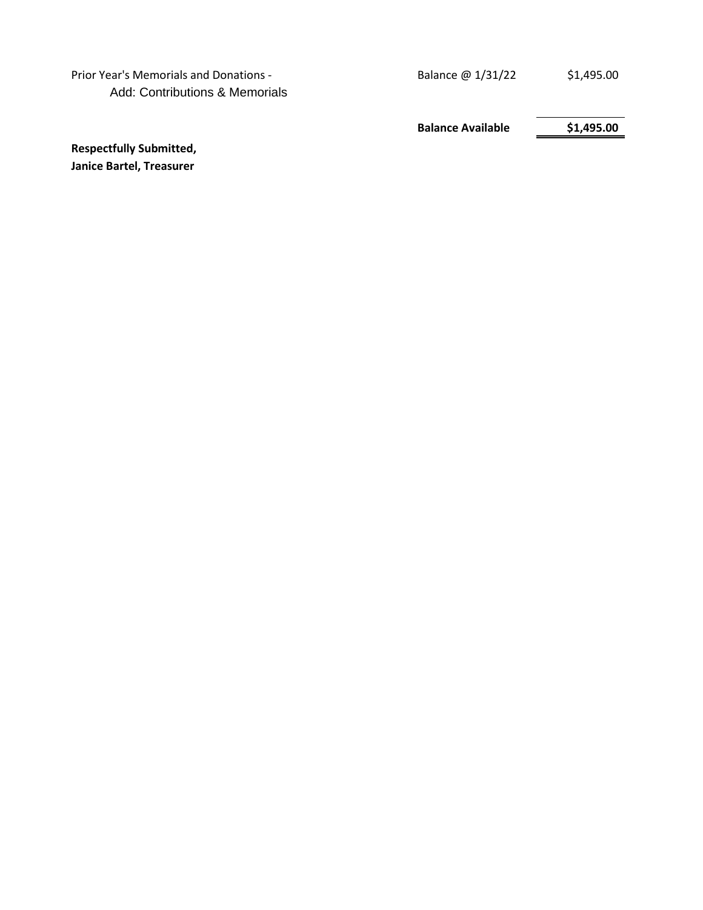| | | |
|---|---|---|
| Prior Year's Memorials and Donations - | Balance @ 1/31/22 | $1,495.00 |
| Add: Contributions & Memorials | | |
| | **Balance Available** | **$1,495.00** |

**Respectfully Submitted,**
**Janice Bartel, Treasurer**